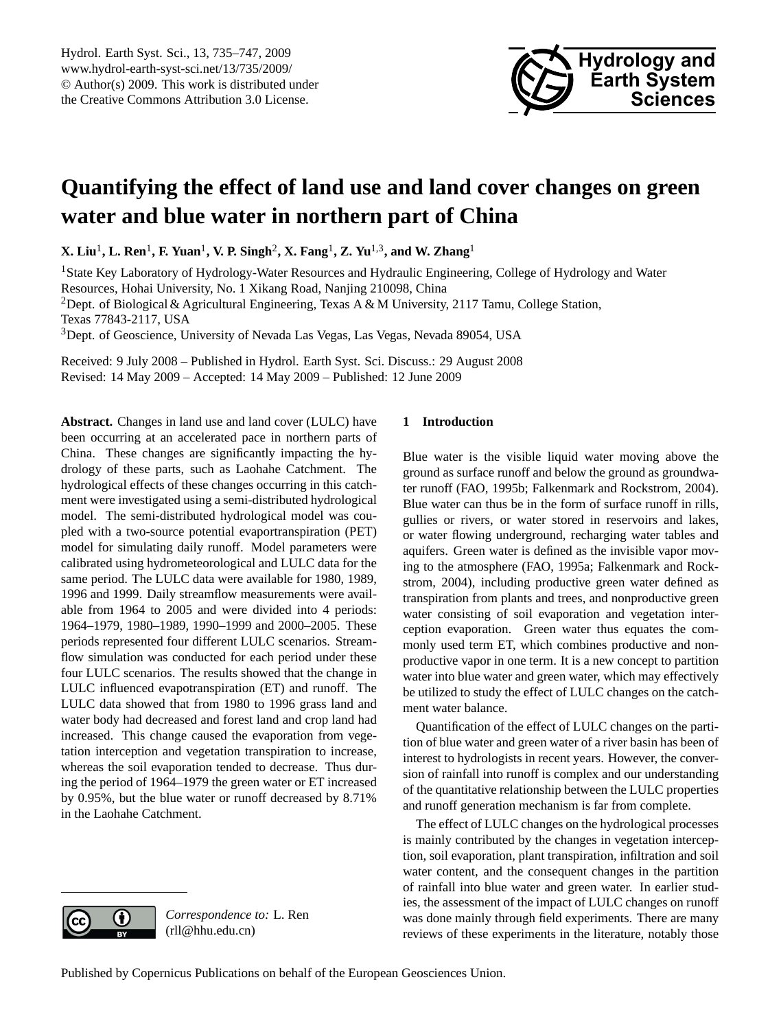# Quantifying the effect of land use and land cover changes on green water and blue water in northern part of China

**X. Liu**[1], **L. Ren**[1], **F. Yuan**[1], **V. P. Singh**[2], **X. Fang**[1], **Z. Yu**[1,3], **and W. Zhang**[1]

[1]State Key Laboratory of Hydrology-Water Resources and Hydraulic Engineering, College of Hydrology and Water Resources, Hohai University, No. 1 Xikang Road, Nanjing 210098, China

[2]Dept. of Biological & Agricultural Engineering, Texas A & M University, 2117 Tamu, College Station, Texas 77843-2117, USA

[3]Dept. of Geoscience, University of Nevada Las Vegas, Las Vegas, Nevada 89054, USA

Received: 9 July 2008 – Published in Hydrol. Earth Syst. Sci. Discuss.: 29 August 2008
Revised: 14 May 2009 – Accepted: 14 May 2009 – Published: 12 June 2009

**Abstract.** Changes in land use and land cover (LULC) have been occurring at an accelerated pace in northern parts of China. These changes are significantly impacting the hydrology of these parts, such as Laohahe Catchment. The hydrological effects of these changes occurring in this catchment were investigated using a semi-distributed hydrological model. The semi-distributed hydrological model was coupled with a two-source potential evaportranspiration (PET) model for simulating daily runoff. Model parameters were calibrated using hydrometeorological and LULC data for the same period. The LULC data were available for 1980, 1989, 1996 and 1999. Daily streamflow measurements were available from 1964 to 2005 and were divided into 4 periods: 1964–1979, 1980–1989, 1990–1999 and 2000–2005. These periods represented four different LULC scenarios. Streamflow simulation was conducted for each period under these four LULC scenarios. The results showed that the change in LULC influenced evapotranspiration (ET) and runoff. The LULC data showed that from 1980 to 1996 grass land and water body had decreased and forest land and crop land had increased. This change caused the evaporation from vegetation interception and vegetation transpiration to increase, whereas the soil evaporation tended to decrease. Thus during the period of 1964–1979 the green water or ET increased by 0.95%, but the blue water or runoff decreased by 8.71% in the Laohahe Catchment.

## 1 Introduction

Blue water is the visible liquid water moving above the ground as surface runoff and below the ground as groundwater runoff (FAO, 1995b; Falkenmark and Rockstrom, 2004). Blue water can thus be in the form of surface runoff in rills, gullies or rivers, or water stored in reservoirs and lakes, or water flowing underground, recharging water tables and aquifers. Green water is defined as the invisible vapor moving to the atmosphere (FAO, 1995a; Falkenmark and Rockstrom, 2004), including productive green water defined as transpiration from plants and trees, and nonproductive green water consisting of soil evaporation and vegetation interception evaporation. Green water thus equates the commonly used term ET, which combines productive and nonproductive vapor in one term. It is a new concept to partition water into blue water and green water, which may effectively be utilized to study the effect of LULC changes on the catchment water balance.

Quantification of the effect of LULC changes on the partition of blue water and green water of a river basin has been of interest to hydrologists in recent years. However, the conversion of rainfall into runoff is complex and our understanding of the quantitative relationship between the LULC properties and runoff generation mechanism is far from complete.

The effect of LULC changes on the hydrological processes is mainly contributed by the changes in vegetation interception, soil evaporation, plant transpiration, infiltration and soil water content, and the consequent changes in the partition of rainfall into blue water and green water. In earlier studies, the assessment of the impact of LULC changes on runoff was done mainly through field experiments. There are many reviews of these experiments in the literature, notably those

*Correspondence to:* L. Ren
(rll@hhu.edu.cn)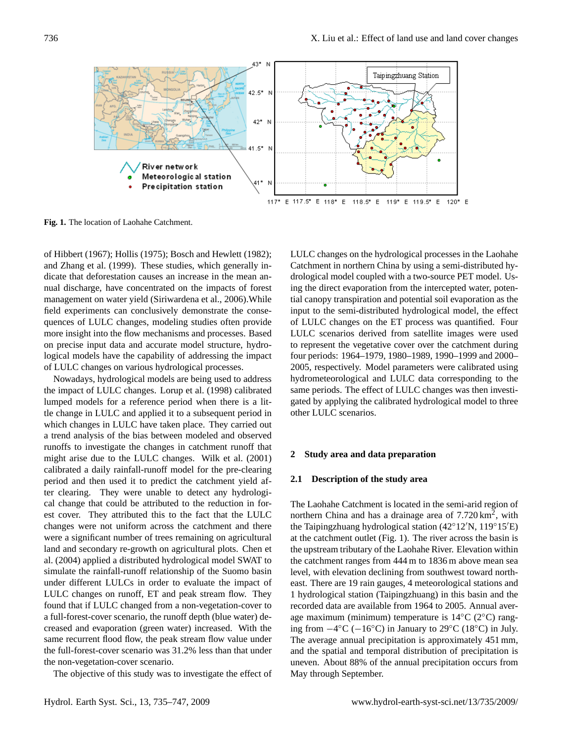**Fig. 1.** The location of Laohahe Catchment.

of Hibbert (1967); Hollis (1975); Bosch and Hewlett (1982); and Zhang et al. (1999). These studies, which generally indicate that deforestation causes an increase in the mean annual discharge, have concentrated on the impacts of forest management on water yield (Siriwardena et al., 2006).While field experiments can conclusively demonstrate the consequences of LULC changes, modeling studies often provide more insight into the flow mechanisms and processes. Based on precise input data and accurate model structure, hydrological models have the capability of addressing the impact of LULC changes on various hydrological processes.

Nowadays, hydrological models are being used to address the impact of LULC changes. Lorup et al. (1998) calibrated lumped models for a reference period when there is a little change in LULC and applied it to a subsequent period in which changes in LULC have taken place. They carried out a trend analysis of the bias between modeled and observed runoffs to investigate the changes in catchment runoff that might arise due to the LULC changes. Wilk et al. (2001) calibrated a daily rainfall-runoff model for the pre-clearing period and then used it to predict the catchment yield after clearing. They were unable to detect any hydrological change that could be attributed to the reduction in forest cover. They attributed this to the fact that the LULC changes were not uniform across the catchment and there were a significant number of trees remaining on agricultural land and secondary re-growth on agricultural plots. Chen et al. (2004) applied a distributed hydrological model SWAT to simulate the rainfall-runoff relationship of the Suomo basin under different LULCs in order to evaluate the impact of LULC changes on runoff, ET and peak stream flow. They found that if LULC changed from a non-vegetation-cover to a full-forest-cover scenario, the runoff depth (blue water) decreased and evaporation (green water) increased. With the same recurrent flood flow, the peak stream flow value under the full-forest-cover scenario was 31.2% less than that under the non-vegetation-cover scenario.

The objective of this study was to investigate the effect of LULC changes on the hydrological processes in the Laohahe Catchment in northern China by using a semi-distributed hydrological model coupled with a two-source PET model. Using the direct evaporation from the intercepted water, potential canopy transpiration and potential soil evaporation as the input to the semi-distributed hydrological model, the effect of LULC changes on the ET process was quantified. Four LULC scenarios derived from satellite images were used to represent the vegetative cover over the catchment during four periods: 1964–1979, 1980–1989, 1990–1999 and 2000–2005, respectively. Model parameters were calibrated using hydrometeorological and LULC data corresponding to the same periods. The effect of LULC changes was then investigated by applying the calibrated hydrological model to three other LULC scenarios.

## 2 Study area and data preparation

### 2.1 Description of the study area

The Laohahe Catchment is located in the semi-arid region of northern China and has a drainage area of 7.720 $km^2$, with the Taipingzhuang hydrological station (42°12′N, 119°15′E) at the catchment outlet (Fig. 1). The river across the basin is the upstream tributary of the Laohahe River. Elevation within the catchment ranges from 444 m to 1836 m above mean sea level, with elevation declining from southwest toward northeast. There are 19 rain gauges, 4 meteorological stations and 1 hydrological station (Taipingzhuang) in this basin and the recorded data are available from 1964 to 2005. Annual average maximum (minimum) temperature is 14°C (2°C) ranging from −4°C (−16°C) in January to 29°C (18°C) in July. The average annual precipitation is approximately 451 mm, and the spatial and temporal distribution of precipitation is uneven. About 88% of the annual precipitation occurs from May through September.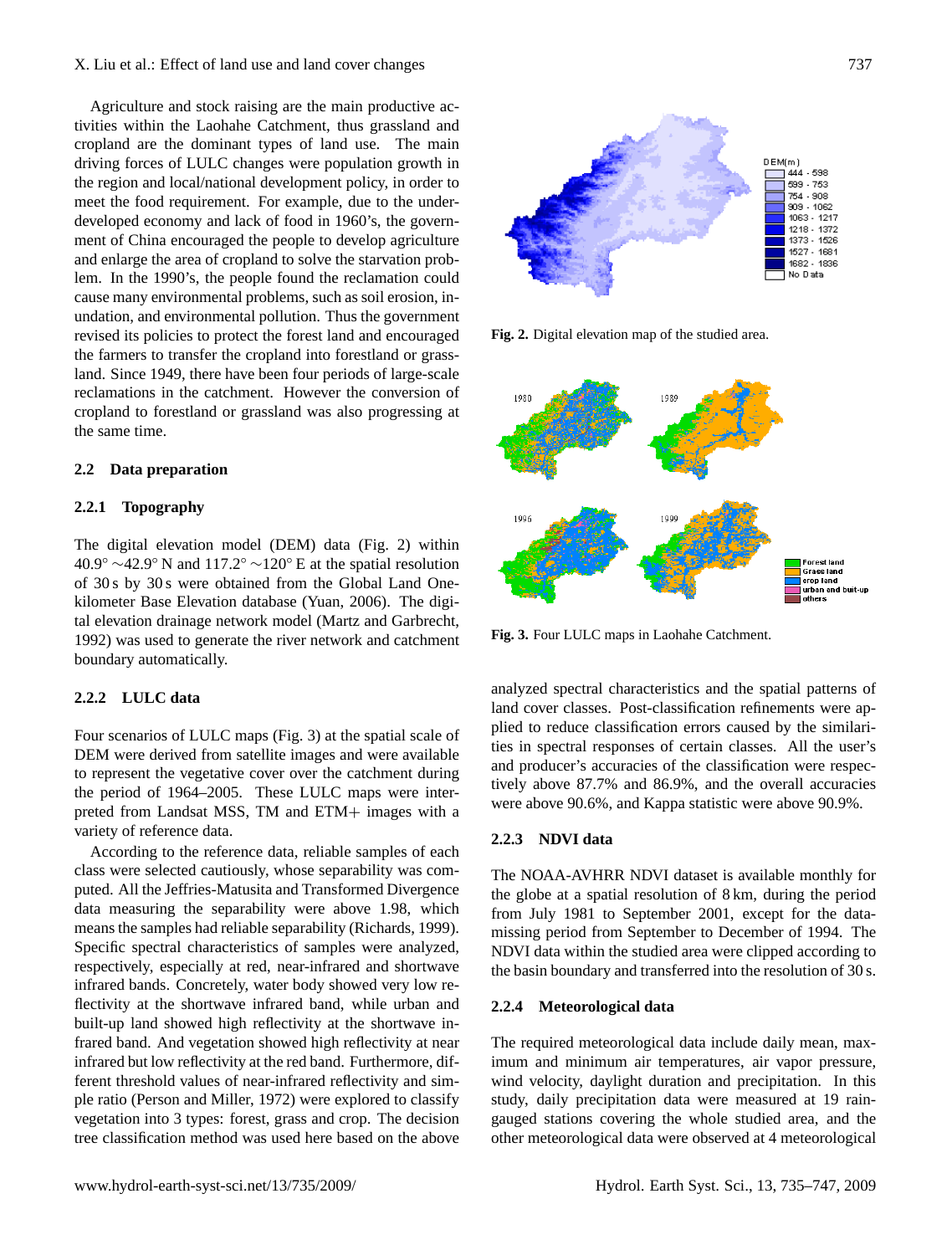Agriculture and stock raising are the main productive activities within the Laohahe Catchment, thus grassland and cropland are the dominant types of land use. The main driving forces of LULC changes were population growth in the region and local/national development policy, in order to meet the food requirement. For example, due to the underdeveloped economy and lack of food in 1960's, the government of China encouraged the people to develop agriculture and enlarge the area of cropland to solve the starvation problem. In the 1990's, the people found the reclamation could cause many environmental problems, such as soil erosion, inundation, and environmental pollution. Thus the government revised its policies to protect the forest land and encouraged the farmers to transfer the cropland into forestland or grassland. Since 1949, there have been four periods of large-scale reclamations in the catchment. However the conversion of cropland to forestland or grassland was also progressing at the same time.

### 2.2 Data preparation

#### 2.2.1 Topography

The digital elevation model (DEM) data (Fig. 2) within 40.9° ∼42.9° N and 117.2° ∼120° E at the spatial resolution of 30 s by 30 s were obtained from the Global Land One-kilometer Base Elevation database (Yuan, 2006). The digital elevation drainage network model (Martz and Garbrecht, 1992) was used to generate the river network and catchment boundary automatically.

#### 2.2.2 LULC data

Four scenarios of LULC maps (Fig. 3) at the spatial scale of DEM were derived from satellite images and were available to represent the vegetative cover over the catchment during the period of 1964–2005. These LULC maps were interpreted from Landsat MSS, TM and ETM+ images with a variety of reference data.

According to the reference data, reliable samples of each class were selected cautiously, whose separability was computed. All the Jeffries-Matusita and Transformed Divergence data measuring the separability were above 1.98, which means the samples had reliable separability (Richards, 1999). Specific spectral characteristics of samples were analyzed, respectively, especially at red, near-infrared and shortwave infrared bands. Concretely, water body showed very low reflectivity at the shortwave infrared band, while urban and built-up land showed high reflectivity at the shortwave infrared band. And vegetation showed high reflectivity at near infrared but low reflectivity at the red band. Furthermore, different threshold values of near-infrared reflectivity and simple ratio (Person and Miller, 1972) were explored to classify vegetation into 3 types: forest, grass and crop. The decision tree classification method was used here based on the above analyzed spectral characteristics and the spatial patterns of land cover classes. Post-classification refinements were applied to reduce classification errors caused by the similarities in spectral responses of certain classes. All the user's and producer's accuracies of the classification were respectively above 87.7% and 86.9%, and the overall accuracies were above 90.6%, and Kappa statistic were above 90.9%.

**Fig. 2.** Digital elevation map of the studied area.

**Fig. 3.** Four LULC maps in Laohahe Catchment.

#### 2.2.3 NDVI data

The NOAA-AVHRR NDVI dataset is available monthly for the globe at a spatial resolution of 8 km, during the period from July 1981 to September 2001, except for the data-missing period from September to December of 1994. The NDVI data within the studied area were clipped according to the basin boundary and transferred into the resolution of 30 s.

#### 2.2.4 Meteorological data

The required meteorological data include daily mean, maximum and minimum air temperatures, air vapor pressure, wind velocity, daylight duration and precipitation. In this study, daily precipitation data were measured at 19 rain-gauged stations covering the whole studied area, and the other meteorological data were observed at 4 meteorological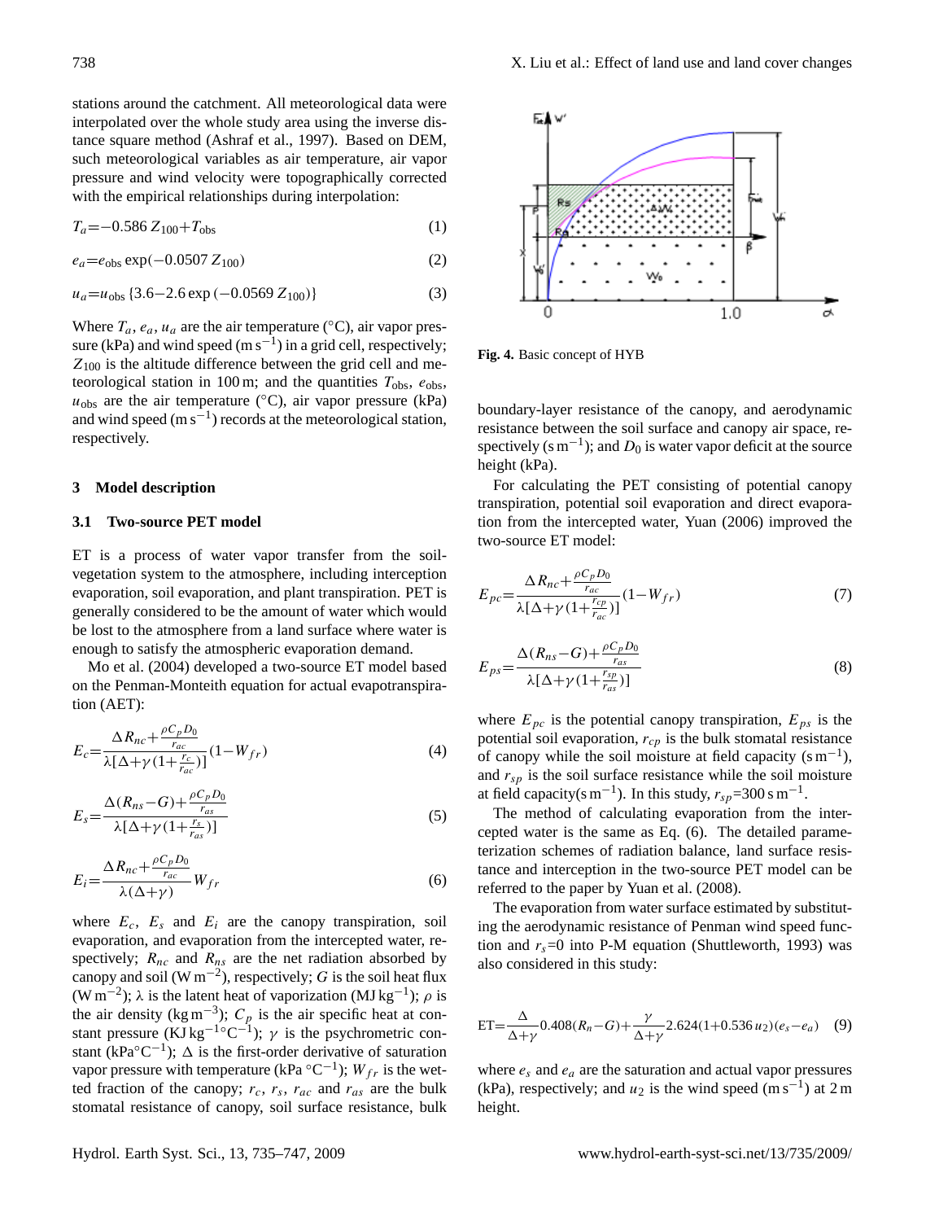stations around the catchment. All meteorological data were interpolated over the whole study area using the inverse distance square method (Ashraf et al., 1997). Based on DEM, such meteorological variables as air temperature, air vapor pressure and wind velocity were topographically corrected with the empirical relationships during interpolation:

$$T_a = -0.586\, Z_{100} + T_{\text{obs}} \tag{1}$$

$$e_a = e_{\text{obs}} \exp(-0.0507\, Z_{100}) \tag{2}$$

$$u_a = u_{\text{obs}} \{3.6 - 2.6 \exp(-0.0569\, Z_{100})\} \tag{3}$$

Where $T_a$, $e_a$, $u_a$ are the air temperature (°C), air vapor pressure (kPa) and wind speed ($\text{m s}^{-1}$) in a grid cell, respectively; $Z_{100}$ is the altitude difference between the grid cell and meteorological station in 100 m; and the quantities $T_{\text{obs}}$, $e_{\text{obs}}$, $u_{\text{obs}}$ are the air temperature (°C), air vapor pressure (kPa) and wind speed ($\text{m s}^{-1}$) records at the meteorological station, respectively.

## 3 Model description

### 3.1 Two-source PET model

ET is a process of water vapor transfer from the soil-vegetation system to the atmosphere, including interception evaporation, soil evaporation, and plant transpiration. PET is generally considered to be the amount of water which would be lost to the atmosphere from a land surface where water is enough to satisfy the atmospheric evaporation demand.

Mo et al. (2004) developed a two-source ET model based on the Penman-Monteith equation for actual evapotranspiration (AET):

$$E_c = \frac{\Delta R_{nc} + \frac{\rho C_p D_0}{r_{ac}}}{\lambda[\Delta + \gamma(1 + \frac{r_c}{r_{ac}})]}(1 - W_{fr}) \tag{4}$$

$$E_s = \frac{\Delta(R_{ns} - G) + \frac{\rho C_p D_0}{r_{as}}}{\lambda[\Delta + \gamma(1 + \frac{r_s}{r_{as}})]} \tag{5}$$

$$E_i = \frac{\Delta R_{nc} + \frac{\rho C_p D_0}{r_{ac}}}{\lambda(\Delta + \gamma)} W_{fr} \tag{6}$$

where $E_c$, $E_s$ and $E_i$ are the canopy transpiration, soil evaporation, and evaporation from the intercepted water, respectively; $R_{nc}$ and $R_{ns}$ are the net radiation absorbed by canopy and soil ($\text{W m}^{-2}$), respectively; $G$ is the soil heat flux ($\text{W m}^{-2}$); $\lambda$ is the latent heat of vaporization ($\text{MJ kg}^{-1}$); $\rho$ is the air density ($\text{kg m}^{-3}$); $C_p$ is the air specific heat at constant pressure ($\text{KJ kg}^{-1}\,^\circ\text{C}^{-1}$); $\gamma$ is the psychrometric constant ($\text{kPa}\,^\circ\text{C}^{-1}$); $\Delta$ is the first-order derivative of saturation vapor pressure with temperature ($\text{kPa}\,^\circ\text{C}^{-1}$); $W_{fr}$ is the wetted fraction of the canopy; $r_c$, $r_s$, $r_{ac}$ and $r_{as}$ are the bulk stomatal resistance of canopy, soil surface resistance, bulk boundary-layer resistance of the canopy, and aerodynamic resistance between the soil surface and canopy air space, respectively ($\text{s m}^{-1}$); and $D_0$ is water vapor deficit at the source height (kPa).

**Fig. 4.** Basic concept of HYB

For calculating the PET consisting of potential canopy transpiration, potential soil evaporation and direct evaporation from the intercepted water, Yuan (2006) improved the two-source ET model:

$$E_{pc} = \frac{\Delta R_{nc} + \frac{\rho C_p D_0}{r_{ac}}}{\lambda[\Delta + \gamma(1 + \frac{r_{cp}}{r_{ac}})]}(1 - W_{fr}) \tag{7}$$

$$E_{ps} = \frac{\Delta(R_{ns} - G) + \frac{\rho C_p D_0}{r_{as}}}{\lambda[\Delta + \gamma(1 + \frac{r_{sp}}{r_{as}})]} \tag{8}$$

where $E_{pc}$ is the potential canopy transpiration, $E_{ps}$ is the potential soil evaporation, $r_{cp}$ is the bulk stomatal resistance of canopy while the soil moisture at field capacity ($\text{s m}^{-1}$), and $r_{sp}$ is the soil surface resistance while the soil moisture at field capacity($\text{s m}^{-1}$). In this study, $r_{sp}$=300 $\text{s m}^{-1}$.

The method of calculating evaporation from the intercepted water is the same as Eq. (6). The detailed parameterization schemes of radiation balance, land surface resistance and interception in the two-source PET model can be referred to the paper by Yuan et al. (2008).

The evaporation from water surface estimated by substituting the aerodynamic resistance of Penman wind speed function and $r_s$=0 into P-M equation (Shuttleworth, 1993) was also considered in this study:

$$\text{ET} = \frac{\Delta}{\Delta + \gamma} 0.408(R_n - G) + \frac{\gamma}{\Delta + \gamma} 2.624(1 + 0.536\, u_2)(e_s - e_a) \tag{9}$$

where $e_s$ and $e_a$ are the saturation and actual vapor pressures (kPa), respectively; and $u_2$ is the wind speed ($\text{m s}^{-1}$) at 2 m height.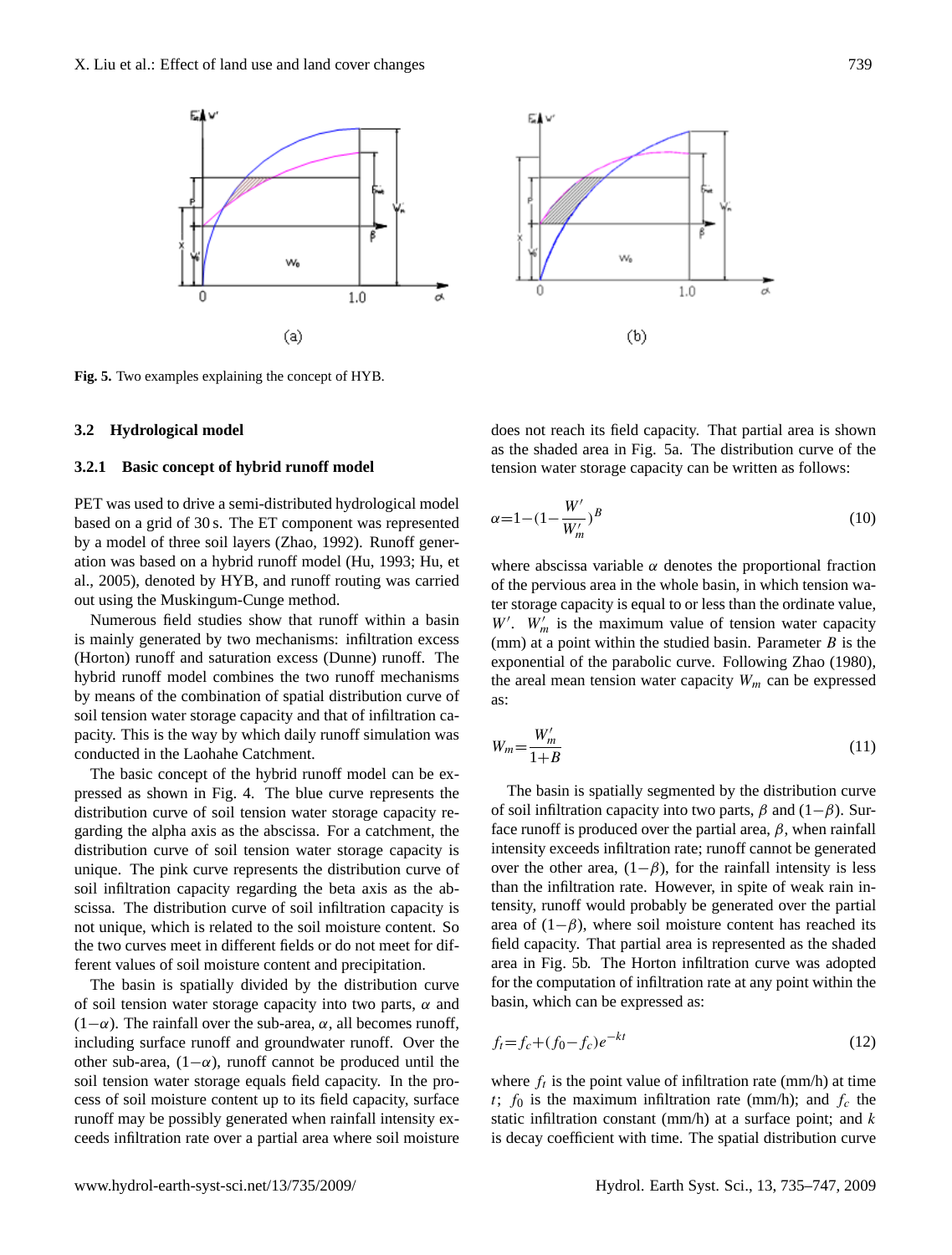Fig. 5. Two examples explaining the concept of HYB.

### 3.2 Hydrological model

#### 3.2.1 Basic concept of hybrid runoff model

PET was used to drive a semi-distributed hydrological model based on a grid of 30 s. The ET component was represented by a model of three soil layers (Zhao, 1992). Runoff generation was based on a hybrid runoff model (Hu, 1993; Hu, et al., 2005), denoted by HYB, and runoff routing was carried out using the Muskingum-Cunge method.

Numerous field studies show that runoff within a basin is mainly generated by two mechanisms: infiltration excess (Horton) runoff and saturation excess (Dunne) runoff. The hybrid runoff model combines the two runoff mechanisms by means of the combination of spatial distribution curve of soil tension water storage capacity and that of infiltration capacity. This is the way by which daily runoff simulation was conducted in the Laohahe Catchment.

The basic concept of the hybrid runoff model can be expressed as shown in Fig. 4. The blue curve represents the distribution curve of soil tension water storage capacity regarding the alpha axis as the abscissa. For a catchment, the distribution curve of soil tension water storage capacity is unique. The pink curve represents the distribution curve of soil infiltration capacity regarding the beta axis as the abscissa. The distribution curve of soil infiltration capacity is not unique, which is related to the soil moisture content. So the two curves meet in different fields or do not meet for different values of soil moisture content and precipitation.

The basin is spatially divided by the distribution curve of soil tension water storage capacity into two parts, $\alpha$ and $(1-\alpha)$. The rainfall over the sub-area, $\alpha$, all becomes runoff, including surface runoff and groundwater runoff. Over the other sub-area, $(1-\alpha)$, runoff cannot be produced until the soil tension water storage equals field capacity. In the process of soil moisture content up to its field capacity, surface runoff may be possibly generated when rainfall intensity exceeds infiltration rate over a partial area where soil moisture does not reach its field capacity. That partial area is shown as the shaded area in Fig. 5a. The distribution curve of the tension water storage capacity can be written as follows:

$$\alpha = 1-\left(1-\frac{W'}{W'_m}\right)^B \tag{10}$$

where abscissa variable $\alpha$ denotes the proportional fraction of the pervious area in the whole basin, in which tension water storage capacity is equal to or less than the ordinate value, $W'$. $W'_m$ is the maximum value of tension water capacity (mm) at a point within the studied basin. Parameter $B$ is the exponential of the parabolic curve. Following Zhao (1980), the areal mean tension water capacity $W_m$ can be expressed as:

$$W_m = \frac{W'_m}{1+B} \tag{11}$$

The basin is spatially segmented by the distribution curve of soil infiltration capacity into two parts, $\beta$ and $(1-\beta)$. Surface runoff is produced over the partial area, $\beta$, when rainfall intensity exceeds infiltration rate; runoff cannot be generated over the other area, $(1-\beta)$, for the rainfall intensity is less than the infiltration rate. However, in spite of weak rain intensity, runoff would probably be generated over the partial area of $(1-\beta)$, where soil moisture content has reached its field capacity. That partial area is represented as the shaded area in Fig. 5b. The Horton infiltration curve was adopted for the computation of infiltration rate at any point within the basin, which can be expressed as:

$$f_t = f_c + (f_0 - f_c)e^{-kt} \tag{12}$$

where $f_t$ is the point value of infiltration rate (mm/h) at time $t$; $f_0$ is the maximum infiltration rate (mm/h); and $f_c$ the static infiltration constant (mm/h) at a surface point; and $k$ is decay coefficient with time. The spatial distribution curve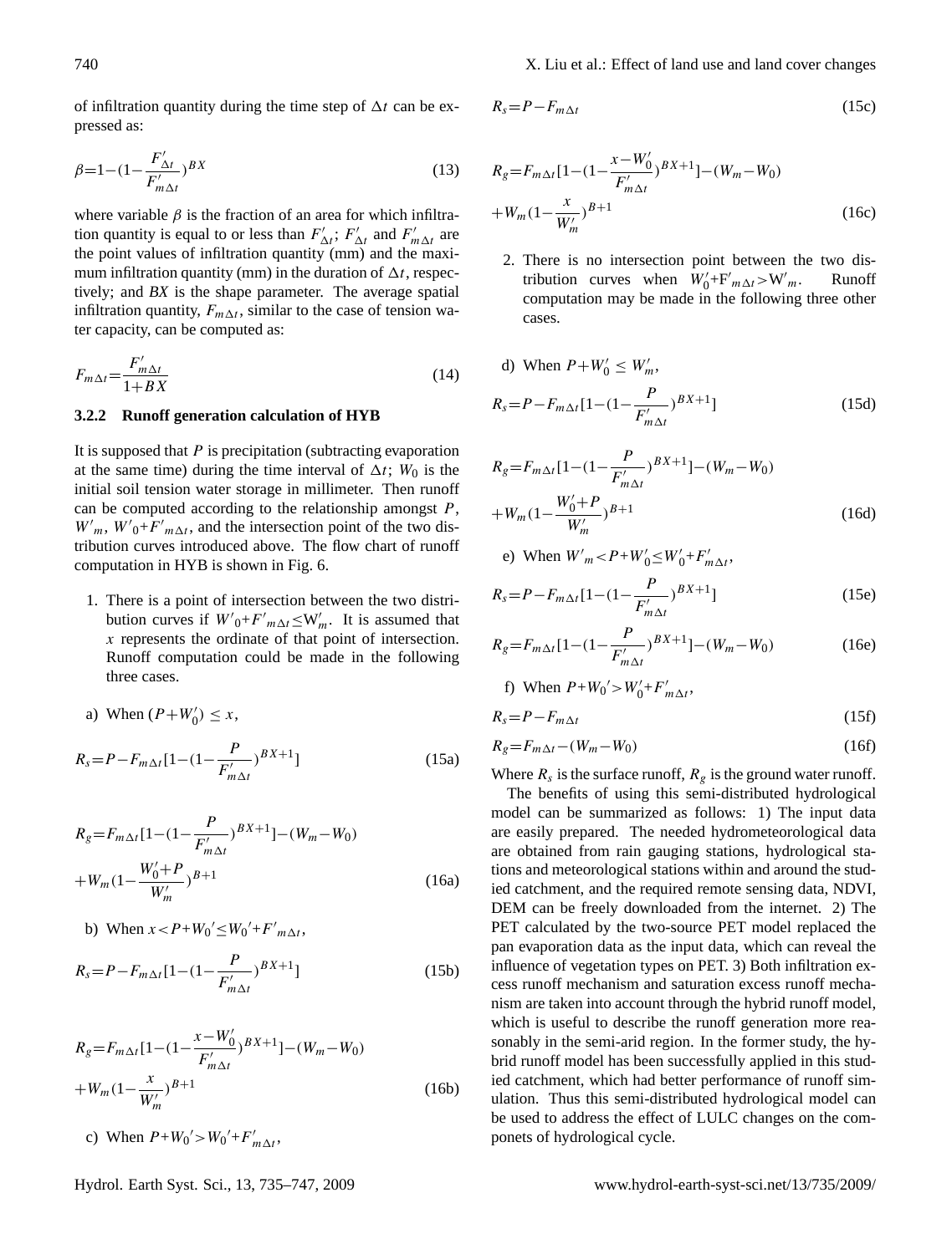of infiltration quantity during the time step of $\Delta t$ can be expressed as:

$$\beta=1-(1-\frac{F'_{\Delta t}}{F'_{m\Delta t}})^{BX} \tag{13}$$

where variable $\beta$ is the fraction of an area for which infiltration quantity is equal to or less than $F'_{\Delta t}$; $F'_{\Delta t}$ and $F'_{m\Delta t}$ are the point values of infiltration quantity (mm) and the maximum infiltration quantity (mm) in the duration of $\Delta t$, respectively; and *BX* is the shape parameter. The average spatial infiltration quantity, $F_{m\Delta t}$, similar to the case of tension water capacity, can be computed as:

$$F_{m\Delta t}=\frac{F'_{m\Delta t}}{1+BX} \tag{14}$$

### 3.2.2 Runoff generation calculation of HYB

It is supposed that $P$ is precipitation (subtracting evaporation at the same time) during the time interval of $\Delta t$; $W_0$ is the initial soil tension water storage in millimeter. Then runoff can be computed according to the relationship amongst $P$, $W'_m$, $W'_0+F'_{m\Delta t}$, and the intersection point of the two distribution curves introduced above. The flow chart of runoff computation in HYB is shown in Fig. 6.

1. There is a point of intersection between the two distribution curves if $W'_0+F'_{m\Delta t}\leq W'_m$. It is assumed that $x$ represents the ordinate of that point of intersection. Runoff computation could be made in the following three cases.

a) When $(P+W'_0)\leq x$,

$$R_s=P-F_{m\Delta t}[1-(1-\frac{P}{F'_{m\Delta t}})^{BX+1}] \tag{15a}$$

$$R_g=F_{m\Delta t}[1-(1-\frac{P}{F'_{m\Delta t}})^{BX+1}]-(W_m-W_0)+W_m(1-\frac{W'_0+P}{W'_m})^{B+1} \tag{16a}$$

b) When $x<P+W_0'\leq W_0'+F'_{m\Delta t}$,

$$R_s=P-F_{m\Delta t}[1-(1-\frac{P}{F'_{m\Delta t}})^{BX+1}] \tag{15b}$$

$$R_g=F_{m\Delta t}[1-(1-\frac{x-W'_0}{F'_{m\Delta t}})^{BX+1}]-(W_m-W_0)+W_m(1-\frac{x}{W'_m})^{B+1} \tag{16b}$$

c) When $P+W_0'>W_0'+F'_{m\Delta t}$,

$$R_s=P-F_{m\Delta t} \tag{15c}$$

$$R_g=F_{m\Delta t}[1-(1-\frac{x-W'_0}{F'_{m\Delta t}})^{BX+1}]-(W_m-W_0)+W_m(1-\frac{x}{W'_m})^{B+1} \tag{16c}$$

2. There is no intersection point between the two distribution curves when $W'_0+F'_{m\Delta t}>W'_m$. Runoff computation may be made in the following three other cases.

d) When $P+W'_0\leq W'_m$,

$$R_s=P-F_{m\Delta t}[1-(1-\frac{P}{F'_{m\Delta t}})^{BX+1}] \tag{15d}$$

$$R_g=F_{m\Delta t}[1-(1-\frac{P}{F'_{m\Delta t}})^{BX+1}]-(W_m-W_0)+W_m(1-\frac{W'_0+P}{W'_m})^{B+1} \tag{16d}$$

e) When $W'_m<P+W'_0\leq W'_0+F'_{m\Delta t}$,

$$R_s=P-F_{m\Delta t}[1-(1-\frac{P}{F'_{m\Delta t}})^{BX+1}] \tag{15e}$$

$$R_g=F_{m\Delta t}[1-(1-\frac{P}{F'_{m\Delta t}})^{BX+1}]-(W_m-W_0) \tag{16e}$$

f) When $P+W_0'>W'_0+F'_{m\Delta t}$,

$$R_s=P-F_{m\Delta t} \tag{15f}$$

$$R_g=F_{m\Delta t}-(W_m-W_0) \tag{16f}$$

Where $R_s$ is the surface runoff, $R_g$ is the ground water runoff.

The benefits of using this semi-distributed hydrological model can be summarized as follows: 1) The input data are easily prepared. The needed hydrometeorological data are obtained from rain gauging stations, hydrological stations and meteorological stations within and around the studied catchment, and the required remote sensing data, NDVI, DEM can be freely downloaded from the internet. 2) The PET calculated by the two-source PET model replaced the pan evaporation data as the input data, which can reveal the influence of vegetation types on PET. 3) Both infiltration excess runoff mechanism and saturation excess runoff mechanism are taken into account through the hybrid runoff model, which is useful to describe the runoff generation more reasonably in the semi-arid region. In the former study, the hybrid runoff model has been successfully applied in this studied catchment, which had better performance of runoff simulation. Thus this semi-distributed hydrological model can be used to address the effect of LULC changes on the componets of hydrological cycle.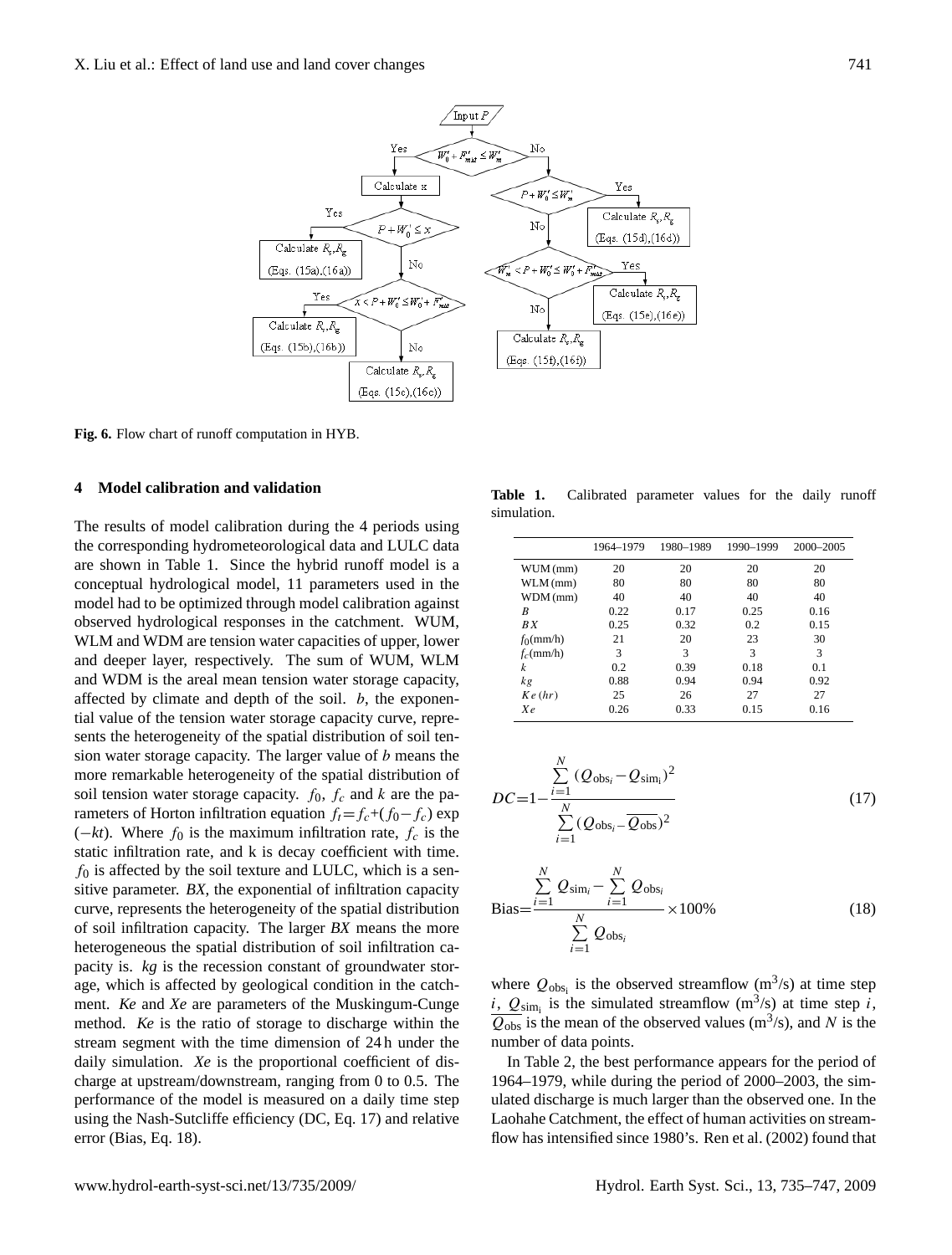**Fig. 6.** Flow chart of runoff computation in HYB.

## 4 Model calibration and validation

The results of model calibration during the 4 periods using the corresponding hydrometeorological data and LULC data are shown in Table 1. Since the hybrid runoff model is a conceptual hydrological model, 11 parameters used in the model had to be optimized through model calibration against observed hydrological responses in the catchment. WUM, WLM and WDM are tension water capacities of upper, lower and deeper layer, respectively. The sum of WUM, WLM and WDM is the areal mean tension water storage capacity, affected by climate and depth of the soil. *b*, the exponential value of the tension water storage capacity curve, represents the heterogeneity of the spatial distribution of soil tension water storage capacity. The larger value of *b* means the more remarkable heterogeneity of the spatial distribution of soil tension water storage capacity. $f_0$, $f_c$ and $k$ are the parameters of Horton infiltration equation $f_t = f_c + (f_0 - f_c)\exp(-kt)$. Where $f_0$ is the maximum infiltration rate, $f_c$ is the static infiltration rate, and k is decay coefficient with time. $f_0$ is affected by the soil texture and LULC, which is a sensitive parameter. *BX*, the exponential of infiltration capacity curve, represents the heterogeneity of the spatial distribution of soil infiltration capacity. The larger *BX* means the more heterogeneous the spatial distribution of soil infiltration capacity is. *kg* is the recession constant of groundwater storage, which is affected by geological condition in the catchment. *Ke* and *Xe* are parameters of the Muskingum-Cunge method. *Ke* is the ratio of storage to discharge within the stream segment with the time dimension of 24 h under the daily simulation. *Xe* is the proportional coefficient of discharge at upstream/downstream, ranging from 0 to 0.5. The performance of the model is measured on a daily time step using the Nash-Sutcliffe efficiency (DC, Eq. 17) and relative error (Bias, Eq. 18).

**Table 1.** Calibrated parameter values for the daily runoff simulation.

| | 1964–1979 | 1980–1989 | 1990–1999 | 2000–2005 |
|---|---|---|---|---|
| WUM (mm) | 20 | 20 | 20 | 20 |
| WLM (mm) | 80 | 80 | 80 | 80 |
| WDM (mm) | 40 | 40 | 40 | 40 |
| *B* | 0.22 | 0.17 | 0.25 | 0.16 |
| *BX* | 0.25 | 0.32 | 0.2 | 0.15 |
| $f_0$(mm/h) | 21 | 20 | 23 | 30 |
| $f_c$(mm/h) | 3 | 3 | 3 | 3 |
| *k* | 0.2 | 0.39 | 0.18 | 0.1 |
| *kg* | 0.88 | 0.94 | 0.94 | 0.92 |
| *Ke* (*hr*) | 25 | 26 | 27 | 27 |
| *Xe* | 0.26 | 0.33 | 0.15 | 0.16 |

$$DC = 1 - \frac{\sum_{i=1}^{N} (Q_{\text{obs}_i} - Q_{\text{sim}_i})^2}{\sum_{i=1}^{N} (Q_{\text{obs}_i} - \overline{Q_{\text{obs}}})^2} \tag{17}$$

$$\text{Bias} = \frac{\sum_{i=1}^{N} Q_{\text{sim}_i} - \sum_{i=1}^{N} Q_{\text{obs}_i}}{\sum_{i=1}^{N} Q_{\text{obs}_i}} \times 100\% \tag{18}$$

where $Q_{\text{obs}_i}$ is the observed streamflow (m$^3$/s) at time step $i$, $Q_{\text{sim}_i}$ is the simulated streamflow (m$^3$/s) at time step $i$, $\overline{Q_{\text{obs}}}$ is the mean of the observed values (m$^3$/s), and $N$ is the number of data points.

In Table 2, the best performance appears for the period of 1964–1979, while during the period of 2000–2003, the simulated discharge is much larger than the observed one. In the Laohahe Catchment, the effect of human activities on streamflow has intensified since 1980's. Ren et al. (2002) found that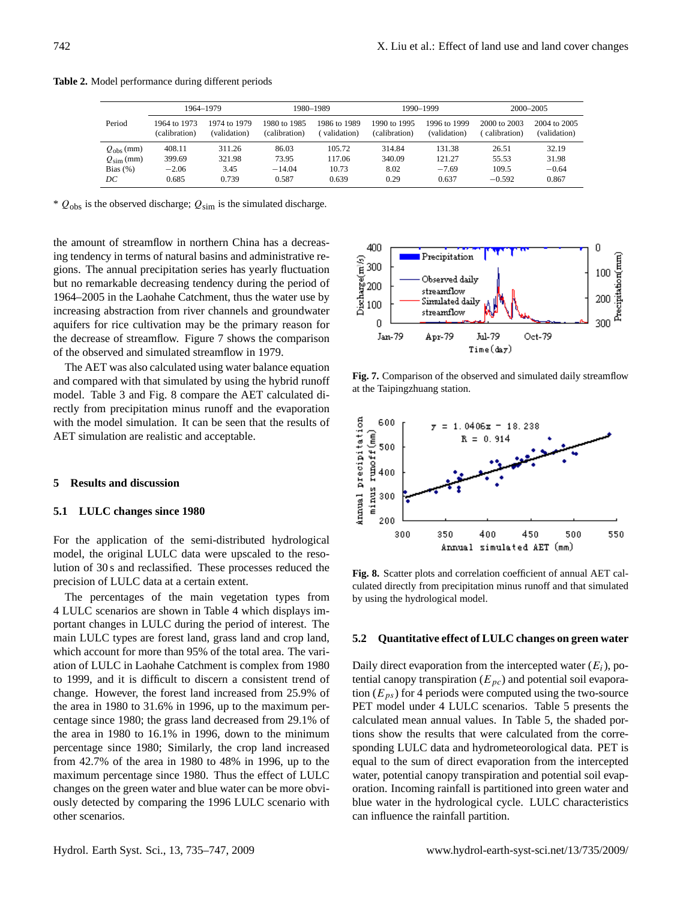**Table 2.** Model performance during different periods

| Period | 1964–1979 | | 1980–1989 | | 1990–1999 | | 2000–2005 | |
|---|---|---|---|---|---|---|---|---|
| | 1964 to 1973 (calibration) | 1974 to 1979 (validation) | 1980 to 1985 (calibration) | 1986 to 1989 (validation) | 1990 to 1995 (calibration) | 1996 to 1999 (validation) | 2000 to 2003 (calibration) | 2004 to 2005 (validation) |
| $Q_{obs}$ (mm) | 408.11 | 311.26 | 86.03 | 105.72 | 314.84 | 131.38 | 26.51 | 32.19 |
| $Q_{sim}$ (mm) | 399.69 | 321.98 | 73.95 | 117.06 | 340.09 | 121.27 | 55.53 | 31.98 |
| Bias (%) | −2.06 | 3.45 | −14.04 | 10.73 | 8.02 | −7.69 | 109.5 | −0.64 |
| *DC* | 0.685 | 0.739 | 0.587 | 0.639 | 0.29 | 0.637 | −0.592 | 0.867 |

* $Q_{obs}$ is the observed discharge; $Q_{sim}$ is the simulated discharge.

the amount of streamflow in northern China has a decreasing tendency in terms of natural basins and administrative regions. The annual precipitation series has yearly fluctuation but no remarkable decreasing tendency during the period of 1964–2005 in the Laohahe Catchment, thus the water use by increasing abstraction from river channels and groundwater aquifers for rice cultivation may be the primary reason for the decrease of streamflow. Figure 7 shows the comparison of the observed and simulated streamflow in 1979.

The AET was also calculated using water balance equation and compared with that simulated by using the hybrid runoff model. Table 3 and Fig. 8 compare the AET calculated directly from precipitation minus runoff and the evaporation with the model simulation. It can be seen that the results of AET simulation are realistic and acceptable.

**Fig. 7.** Comparison of the observed and simulated daily streamflow at the Taipingzhuang station.

**Fig. 8.** Scatter plots and correlation coefficient of annual AET calculated directly from precipitation minus runoff and that simulated by using the hydrological model.

## 5 Results and discussion

### 5.1 LULC changes since 1980

For the application of the semi-distributed hydrological model, the original LULC data were upscaled to the resolution of 30 s and reclassified. These processes reduced the precision of LULC data at a certain extent.

The percentages of the main vegetation types from 4 LULC scenarios are shown in Table 4 which displays important changes in LULC during the period of interest. The main LULC types are forest land, grass land and crop land, which account for more than 95% of the total area. The variation of LULC in Laohahe Catchment is complex from 1980 to 1999, and it is difficult to discern a consistent trend of change. However, the forest land increased from 25.9% of the area in 1980 to 31.6% in 1996, up to the maximum percentage since 1980; the grass land decreased from 29.1% of the area in 1980 to 16.1% in 1996, down to the minimum percentage since 1980; Similarly, the crop land increased from 42.7% of the area in 1980 to 48% in 1996, up to the maximum percentage since 1980. Thus the effect of LULC changes on the green water and blue water can be more obviously detected by comparing the 1996 LULC scenario with other scenarios.

### 5.2 Quantitative effect of LULC changes on green water

Daily direct evaporation from the intercepted water ($E_i$), potential canopy transpiration ($E_{pc}$) and potential soil evaporation ($E_{ps}$) for 4 periods were computed using the two-source PET model under 4 LULC scenarios. Table 5 presents the calculated mean annual values. In Table 5, the shaded portions show the results that were calculated from the corresponding LULC data and hydrometeorological data. PET is equal to the sum of direct evaporation from the intercepted water, potential canopy transpiration and potential soil evaporation. Incoming rainfall is partitioned into green water and blue water in the hydrological cycle. LULC characteristics can influence the rainfall partition.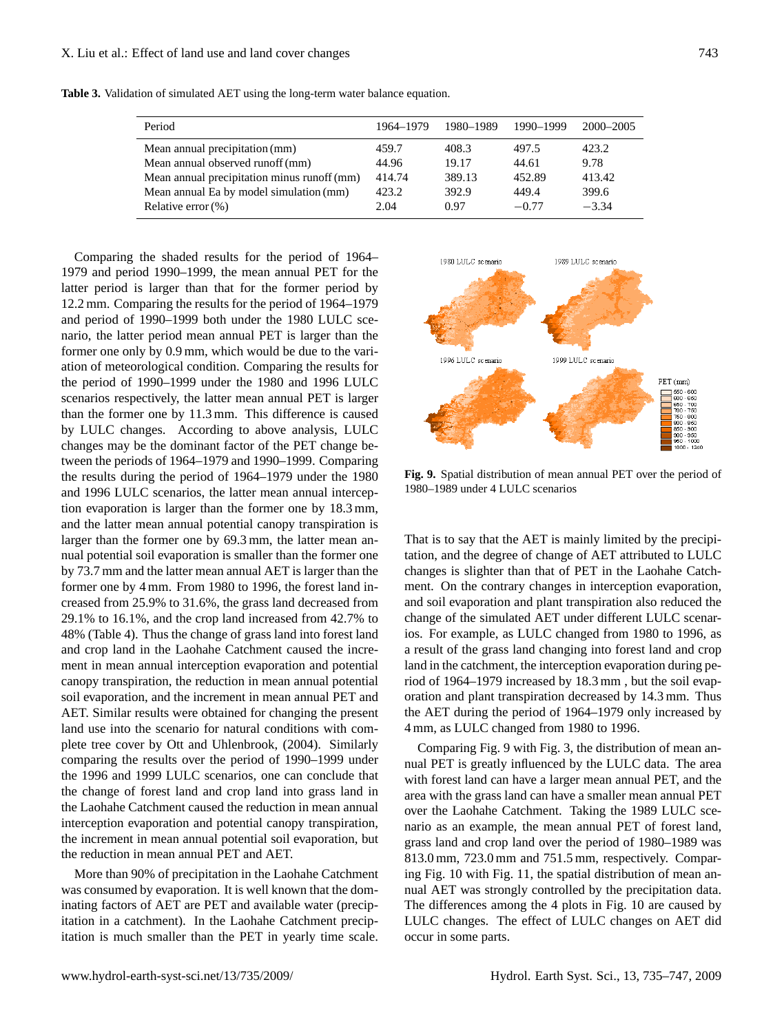**Table 3.** Validation of simulated AET using the long-term water balance equation.

| Period | 1964–1979 | 1980–1989 | 1990–1999 | 2000–2005 |
|---|---|---|---|---|
| Mean annual precipitation (mm) | 459.7 | 408.3 | 497.5 | 423.2 |
| Mean annual observed runoff (mm) | 44.96 | 19.17 | 44.61 | 9.78 |
| Mean annual precipitation minus runoff (mm) | 414.74 | 389.13 | 452.89 | 413.42 |
| Mean annual Ea by model simulation (mm) | 423.2 | 392.9 | 449.4 | 399.6 |
| Relative error (%) | 2.04 | 0.97 | −0.77 | −3.34 |

Comparing the shaded results for the period of 1964–1979 and period 1990–1999, the mean annual PET for the latter period is larger than that for the former period by 12.2 mm. Comparing the results for the period of 1964–1979 and period of 1990–1999 both under the 1980 LULC scenario, the latter period mean annual PET is larger than the former one only by 0.9 mm, which would be due to the variation of meteorological condition. Comparing the results for the period of 1990–1999 under the 1980 and 1996 LULC scenarios respectively, the latter mean annual PET is larger than the former one by 11.3 mm. This difference is caused by LULC changes. According to above analysis, LULC changes may be the dominant factor of the PET change between the periods of 1964–1979 and 1990–1999. Comparing the results during the period of 1964–1979 under the 1980 and 1996 LULC scenarios, the latter mean annual interception evaporation is larger than the former one by 18.3 mm, and the latter mean annual potential canopy transpiration is larger than the former one by 69.3 mm, the latter mean annual potential soil evaporation is smaller than the former one by 73.7 mm and the latter mean annual AET is larger than the former one by 4 mm. From 1980 to 1996, the forest land increased from 25.9% to 31.6%, the grass land decreased from 29.1% to 16.1%, and the crop land increased from 42.7% to 48% (Table 4). Thus the change of grass land into forest land and crop land in the Laohahe Catchment caused the increment in mean annual interception evaporation and potential canopy transpiration, the reduction in mean annual potential soil evaporation, and the increment in mean annual PET and AET. Similar results were obtained for changing the present land use into the scenario for natural conditions with complete tree cover by Ott and Uhlenbrook, (2004). Similarly comparing the results over the period of 1990–1999 under the 1996 and 1999 LULC scenarios, one can conclude that the change of forest land and crop land into grass land in the Laohahe Catchment caused the reduction in mean annual interception evaporation and potential canopy transpiration, the increment in mean annual potential soil evaporation, but the reduction in mean annual PET and AET.

More than 90% of precipitation in the Laohahe Catchment was consumed by evaporation. It is well known that the dominating factors of AET are PET and available water (precipitation in a catchment). In the Laohahe Catchment precipitation is much smaller than the PET in yearly time scale. That is to say that the AET is mainly limited by the precipitation, and the degree of change of AET attributed to LULC changes is slighter than that of PET in the Laohahe Catchment. On the contrary changes in interception evaporation, and soil evaporation and plant transpiration also reduced the change of the simulated AET under different LULC scenarios. For example, as LULC changed from 1980 to 1996, as a result of the grass land changing into forest land and crop land in the catchment, the interception evaporation during period of 1964–1979 increased by 18.3 mm , but the soil evaporation and plant transpiration decreased by 14.3 mm. Thus the AET during the period of 1964–1979 only increased by 4 mm, as LULC changed from 1980 to 1996.

**Fig. 9.** Spatial distribution of mean annual PET over the period of 1980–1989 under 4 LULC scenarios

Comparing Fig. 9 with Fig. 3, the distribution of mean annual PET is greatly influenced by the LULC data. The area with forest land can have a larger mean annual PET, and the area with the grass land can have a smaller mean annual PET over the Laohahe Catchment. Taking the 1989 LULC scenario as an example, the mean annual PET of forest land, grass land and crop land over the period of 1980–1989 was 813.0 mm, 723.0 mm and 751.5 mm, respectively. Comparing Fig. 10 with Fig. 11, the spatial distribution of mean annual AET was strongly controlled by the precipitation data. The differences among the 4 plots in Fig. 10 are caused by LULC changes. The effect of LULC changes on AET did occur in some parts.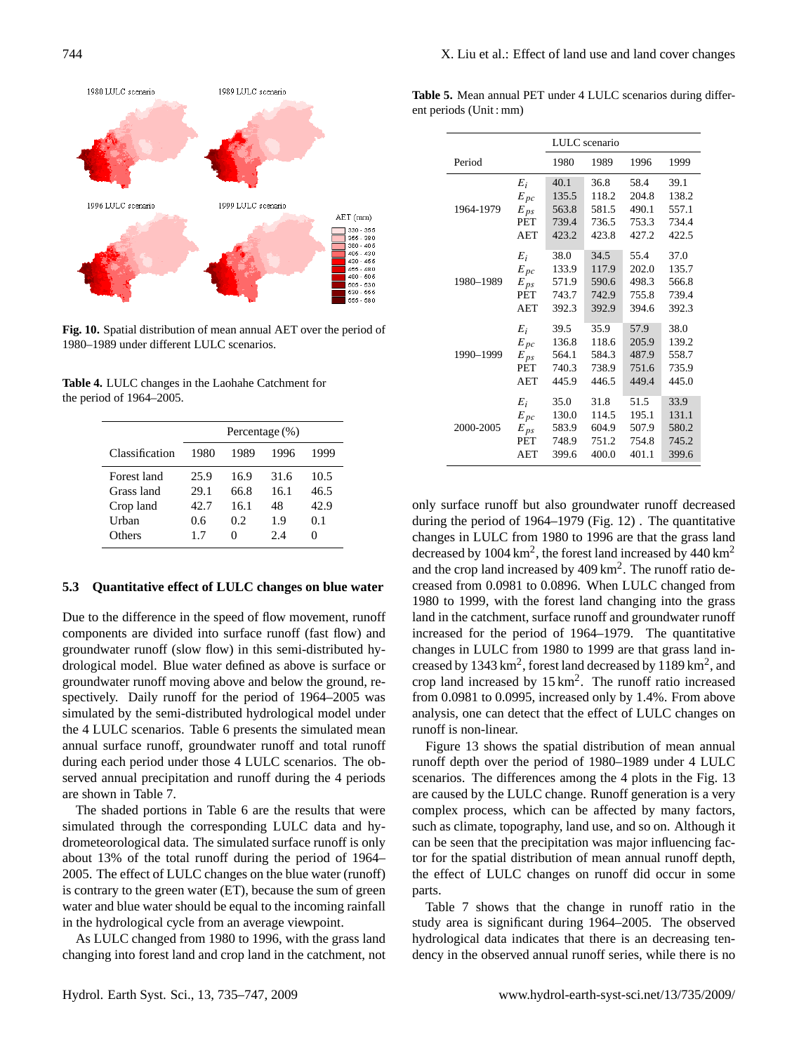Fig. 10. Spatial distribution of mean annual AET over the period of 1980–1989 under different LULC scenarios.

**Table 4.** LULC changes in the Laohahe Catchment for the period of 1964–2005.

| Classification | Percentage (%) 1980 | 1989 | 1996 | 1999 |
|---|---|---|---|---|
| Forest land | 25.9 | 16.9 | 31.6 | 10.5 |
| Grass land | 29.1 | 66.8 | 16.1 | 46.5 |
| Crop land | 42.7 | 16.1 | 48 | 42.9 |
| Urban | 0.6 | 0.2 | 1.9 | 0.1 |
| Others | 1.7 | 0 | 2.4 | 0 |

### 5.3 Quantitative effect of LULC changes on blue water

Due to the difference in the speed of flow movement, runoff components are divided into surface runoff (fast flow) and groundwater runoff (slow flow) in this semi-distributed hydrological model. Blue water defined as above is surface or groundwater runoff moving above and below the ground, respectively. Daily runoff for the period of 1964–2005 was simulated by the semi-distributed hydrological model under the 4 LULC scenarios. Table 6 presents the simulated mean annual surface runoff, groundwater runoff and total runoff during each period under those 4 LULC scenarios. The observed annual precipitation and runoff during the 4 periods are shown in Table 7.

The shaded portions in Table 6 are the results that were simulated through the corresponding LULC data and hydrometeorological data. The simulated surface runoff is only about 13% of the total runoff during the period of 1964–2005. The effect of LULC changes on the blue water (runoff) is contrary to the green water (ET), because the sum of green water and blue water should be equal to the incoming rainfall in the hydrological cycle from an average viewpoint.

As LULC changed from 1980 to 1996, with the grass land changing into forest land and crop land in the catchment, not only surface runoff but also groundwater runoff decreased during the period of 1964–1979 (Fig. 12) . The quantitative changes in LULC from 1980 to 1996 are that the grass land decreased by 1004 km$^2$, the forest land increased by 440 km$^2$ and the crop land increased by 409 km$^2$. The runoff ratio decreased from 0.0981 to 0.0896. When LULC changed from 1980 to 1999, with the forest land changing into the grass land in the catchment, surface runoff and groundwater runoff increased for the period of 1964–1979. The quantitative changes in LULC from 1980 to 1999 are that grass land increased by 1343 km$^2$, forest land decreased by 1189 km$^2$, and crop land increased by 15 km$^2$. The runoff ratio increased from 0.0981 to 0.0995, increased only by 1.4%. From above analysis, one can detect that the effect of LULC changes on runoff is non-linear.

Figure 13 shows the spatial distribution of mean annual runoff depth over the period of 1980–1989 under 4 LULC scenarios. The differences among the 4 plots in the Fig. 13 are caused by the LULC change. Runoff generation is a very complex process, which can be affected by many factors, such as climate, topography, land use, and so on. Although it can be seen that the precipitation was major influencing factor for the spatial distribution of mean annual runoff depth, the effect of LULC changes on runoff did occur in some parts.

Table 7 shows that the change in runoff ratio in the study area is significant during 1964–2005. The observed hydrological data indicates that there is an decreasing tendency in the observed annual runoff series, while there is no

**Table 5.** Mean annual PET under 4 LULC scenarios during different periods (Unit : mm)

| Period | | LULC scenario 1980 | 1989 | 1996 | 1999 |
|---|---|---|---|---|---|
| 1964-1979 | $E_i$ | 40.1 | 36.8 | 58.4 | 39.1 |
| | $E_{pc}$ | 135.5 | 118.2 | 204.8 | 138.2 |
| | $E_{ps}$ | 563.8 | 581.5 | 490.1 | 557.1 |
| | PET | 739.4 | 736.5 | 753.3 | 734.4 |
| | AET | 423.2 | 423.8 | 427.2 | 422.5 |
| 1980–1989 | $E_i$ | 38.0 | 34.5 | 55.4 | 37.0 |
| | $E_{pc}$ | 133.9 | 117.9 | 202.0 | 135.7 |
| | $E_{ps}$ | 571.9 | 590.6 | 498.3 | 566.8 |
| | PET | 743.7 | 742.9 | 755.8 | 739.4 |
| | AET | 392.3 | 392.9 | 394.6 | 392.3 |
| 1990–1999 | $E_i$ | 39.5 | 35.9 | 57.9 | 38.0 |
| | $E_{pc}$ | 136.8 | 118.6 | 205.9 | 139.2 |
| | $E_{ps}$ | 564.1 | 584.3 | 487.9 | 558.7 |
| | PET | 740.3 | 738.9 | 751.6 | 735.9 |
| | AET | 445.9 | 446.5 | 449.4 | 445.0 |
| 2000-2005 | $E_i$ | 35.0 | 31.8 | 51.5 | 33.9 |
| | $E_{pc}$ | 130.0 | 114.5 | 195.1 | 131.1 |
| | $E_{ps}$ | 583.9 | 604.9 | 507.9 | 580.2 |
| | PET | 748.9 | 751.2 | 754.8 | 745.2 |
| | AET | 399.6 | 400.0 | 401.1 | 399.6 |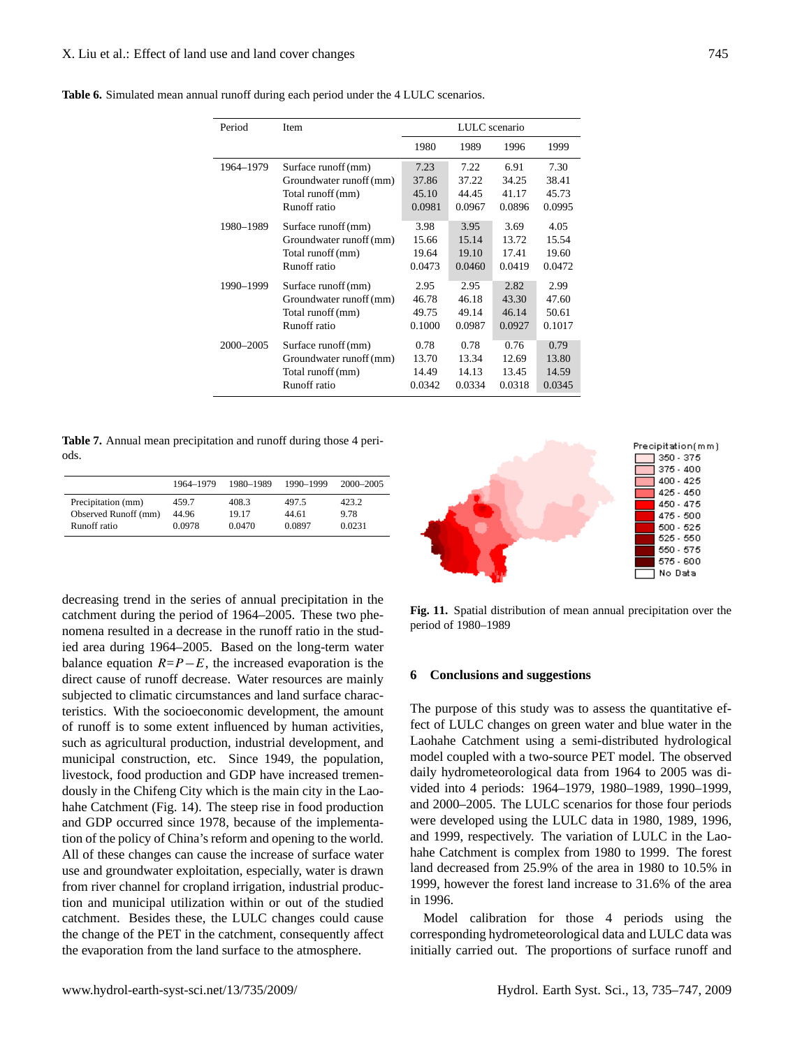**Table 6.** Simulated mean annual runoff during each period under the 4 LULC scenarios.

| Period | Item | LULC scenario | | | |
|---|---|---|---|---|---|
| | | 1980 | 1989 | 1996 | 1999 |
| 1964–1979 | Surface runoff (mm) | 7.23 | 7.22 | 6.91 | 7.30 |
| | Groundwater runoff (mm) | 37.86 | 37.22 | 34.25 | 38.41 |
| | Total runoff (mm) | 45.10 | 44.45 | 41.17 | 45.73 |
| | Runoff ratio | 0.0981 | 0.0967 | 0.0896 | 0.0995 |
| 1980–1989 | Surface runoff (mm) | 3.98 | 3.95 | 3.69 | 4.05 |
| | Groundwater runoff (mm) | 15.66 | 15.14 | 13.72 | 15.54 |
| | Total runoff (mm) | 19.64 | 19.10 | 17.41 | 19.60 |
| | Runoff ratio | 0.0473 | 0.0460 | 0.0419 | 0.0472 |
| 1990–1999 | Surface runoff (mm) | 2.95 | 2.95 | 2.82 | 2.99 |
| | Groundwater runoff (mm) | 46.78 | 46.18 | 43.30 | 47.60 |
| | Total runoff (mm) | 49.75 | 49.14 | 46.14 | 50.61 |
| | Runoff ratio | 0.1000 | 0.0987 | 0.0927 | 0.1017 |
| 2000–2005 | Surface runoff (mm) | 0.78 | 0.78 | 0.76 | 0.79 |
| | Groundwater runoff (mm) | 13.70 | 13.34 | 12.69 | 13.80 |
| | Total runoff (mm) | 14.49 | 14.13 | 13.45 | 14.59 |
| | Runoff ratio | 0.0342 | 0.0334 | 0.0318 | 0.0345 |

**Table 7.** Annual mean precipitation and runoff during those 4 periods.

| | 1964–1979 | 1980–1989 | 1990–1999 | 2000–2005 |
|---|---|---|---|---|
| Precipitation (mm) | 459.7 | 408.3 | 497.5 | 423.2 |
| Observed Runoff (mm) | 44.96 | 19.17 | 44.61 | 9.78 |
| Runoff ratio | 0.0978 | 0.0470 | 0.0897 | 0.0231 |

decreasing trend in the series of annual precipitation in the catchment during the period of 1964–2005. These two phenomena resulted in a decrease in the runoff ratio in the studied area during 1964–2005. Based on the long-term water balance equation $R=P-E$, the increased evaporation is the direct cause of runoff decrease. Water resources are mainly subjected to climatic circumstances and land surface characteristics. With the socioeconomic development, the amount of runoff is to some extent influenced by human activities, such as agricultural production, industrial development, and municipal construction, etc. Since 1949, the population, livestock, food production and GDP have increased tremendously in the Chifeng City which is the main city in the Laohahe Catchment (Fig. 14). The steep rise in food production and GDP occurred since 1978, because of the implementation of the policy of China's reform and opening to the world. All of these changes can cause the increase of surface water use and groundwater exploitation, especially, water is drawn from river channel for cropland irrigation, industrial production and municipal utilization within or out of the studied catchment. Besides these, the LULC changes could cause the change of the PET in the catchment, consequently affect the evaporation from the land surface to the atmosphere.

**Fig. 11.** Spatial distribution of mean annual precipitation over the period of 1980–1989

## 6 Conclusions and suggestions

The purpose of this study was to assess the quantitative effect of LULC changes on green water and blue water in the Laohahe Catchment using a semi-distributed hydrological model coupled with a two-source PET model. The observed daily hydrometeorological data from 1964 to 2005 was divided into 4 periods: 1964–1979, 1980–1989, 1990–1999, and 2000–2005. The LULC scenarios for those four periods were developed using the LULC data in 1980, 1989, 1996, and 1999, respectively. The variation of LULC in the Laohahe Catchment is complex from 1980 to 1999. The forest land decreased from 25.9% of the area in 1980 to 10.5% in 1999, however the forest land increase to 31.6% of the area in 1996.

Model calibration for those 4 periods using the corresponding hydrometeorological data and LULC data was initially carried out. The proportions of surface runoff and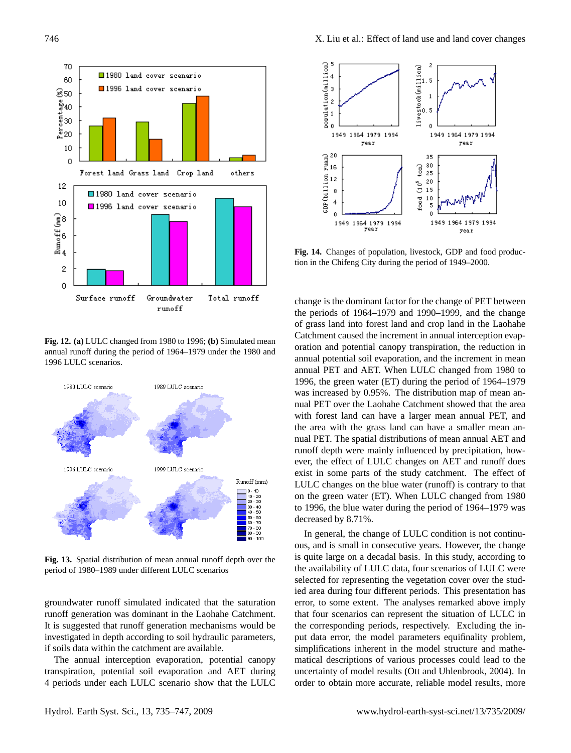Fig. 12. **(a)** LULC changed from 1980 to 1996; **(b)** Simulated mean annual runoff during the period of 1964–1979 under the 1980 and 1996 LULC scenarios.

**Fig. 13.** Spatial distribution of mean annual runoff depth over the period of 1980–1989 under different LULC scenarios

groundwater runoff simulated indicated that the saturation runoff generation was dominant in the Laohahe Catchment. It is suggested that runoff generation mechanisms would be investigated in depth according to soil hydraulic parameters, if soils data within the catchment are available.

The annual interception evaporation, potential canopy transpiration, potential soil evaporation and AET during 4 periods under each LULC scenario show that the LULC change is the dominant factor for the change of PET between the periods of 1964–1979 and 1990–1999, and the change of grass land into forest land and crop land in the Laohahe Catchment caused the increment in annual interception evaporation and potential canopy transpiration, the reduction in annual potential soil evaporation, and the increment in mean annual PET and AET. When LULC changed from 1980 to 1996, the green water (ET) during the period of 1964–1979 was increased by 0.95%. The distribution map of mean annual PET over the Laohahe Catchment showed that the area with forest land can have a larger mean annual PET, and the area with the grass land can have a smaller mean annual PET. The spatial distributions of mean annual AET and runoff depth were mainly influenced by precipitation, however, the effect of LULC changes on AET and runoff does exist in some parts of the study catchment. The effect of LULC changes on the blue water (runoff) is contrary to that on the green water (ET). When LULC changed from 1980 to 1996, the blue water during the period of 1964–1979 was decreased by 8.71%.

**Fig. 14.** Changes of population, livestock, GDP and food production in the Chifeng City during the period of 1949–2000.

In general, the change of LULC condition is not continuous, and is small in consecutive years. However, the change is quite large on a decadal basis. In this study, according to the availability of LULC data, four scenarios of LULC were selected for representing the vegetation cover over the studied area during four different periods. This presentation has error, to some extent. The analyses remarked above imply that four scenarios can represent the situation of LULC in the corresponding periods, respectively. Excluding the input data error, the model parameters equifinality problem, simplifications inherent in the model structure and mathematical descriptions of various processes could lead to the uncertainty of model results (Ott and Uhlenbrook, 2004). In order to obtain more accurate, reliable model results, more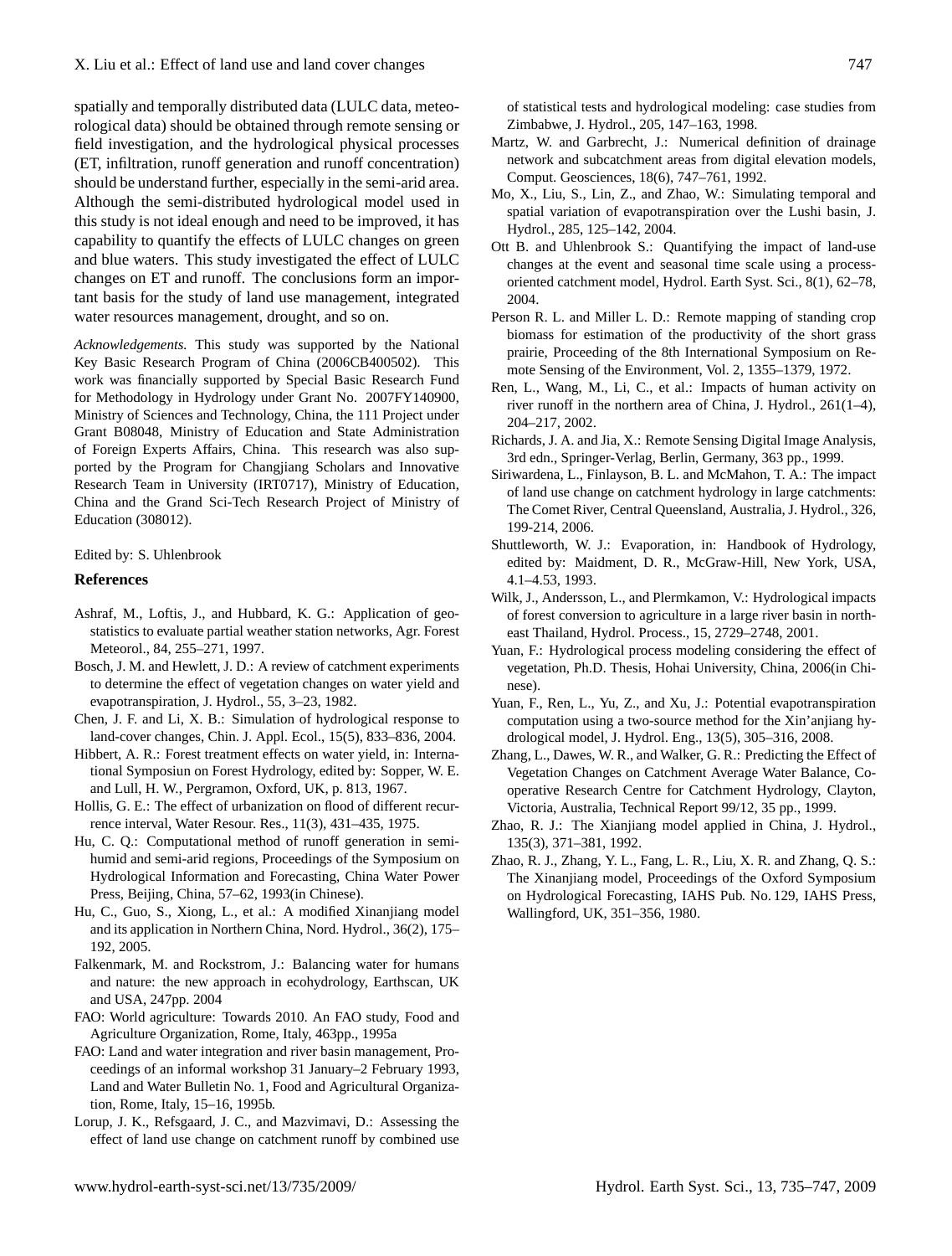spatially and temporally distributed data (LULC data, meteorological data) should be obtained through remote sensing or field investigation, and the hydrological physical processes (ET, infiltration, runoff generation and runoff concentration) should be understand further, especially in the semi-arid area. Although the semi-distributed hydrological model used in this study is not ideal enough and need to be improved, it has capability to quantify the effects of LULC changes on green and blue waters. This study investigated the effect of LULC changes on ET and runoff. The conclusions form an important basis for the study of land use management, integrated water resources management, drought, and so on.

*Acknowledgements.* This study was supported by the National Key Basic Research Program of China (2006CB400502). This work was financially supported by Special Basic Research Fund for Methodology in Hydrology under Grant No. 2007FY140900, Ministry of Sciences and Technology, China, the 111 Project under Grant B08048, Ministry of Education and State Administration of Foreign Experts Affairs, China. This research was also supported by the Program for Changjiang Scholars and Innovative Research Team in University (IRT0717), Ministry of Education, China and the Grand Sci-Tech Research Project of Ministry of Education (308012).

Edited by: S. Uhlenbrook

## References

- Ashraf, M., Loftis, J., and Hubbard, K. G.: Application of geostatistics to evaluate partial weather station networks, Agr. Forest Meteorol., 84, 255–271, 1997.
- Bosch, J. M. and Hewlett, J. D.: A review of catchment experiments to determine the effect of vegetation changes on water yield and evapotranspiration, J. Hydrol., 55, 3–23, 1982.
- Chen, J. F. and Li, X. B.: Simulation of hydrological response to land-cover changes, Chin. J. Appl. Ecol., 15(5), 833–836, 2004.
- Hibbert, A. R.: Forest treatment effects on water yield, in: International Symposiun on Forest Hydrology, edited by: Sopper, W. E. and Lull, H. W., Pergramon, Oxford, UK, p. 813, 1967.
- Hollis, G. E.: The effect of urbanization on flood of different recurrence interval, Water Resour. Res., 11(3), 431–435, 1975.
- Hu, C. Q.: Computational method of runoff generation in semi-humid and semi-arid regions, Proceedings of the Symposium on Hydrological Information and Forecasting, China Water Power Press, Beijing, China, 57–62, 1993(in Chinese).
- Hu, C., Guo, S., Xiong, L., et al.: A modified Xinanjiang model and its application in Northern China, Nord. Hydrol., 36(2), 175–192, 2005.
- Falkenmark, M. and Rockstrom, J.: Balancing water for humans and nature: the new approach in ecohydrology, Earthscan, UK and USA, 247pp. 2004
- FAO: World agriculture: Towards 2010. An FAO study, Food and Agriculture Organization, Rome, Italy, 463pp., 1995a
- FAO: Land and water integration and river basin management, Proceedings of an informal workshop 31 January–2 February 1993, Land and Water Bulletin No. 1, Food and Agricultural Organization, Rome, Italy, 15–16, 1995b.
- Lorup, J. K., Refsgaard, J. C., and Mazvimavi, D.: Assessing the effect of land use change on catchment runoff by combined use of statistical tests and hydrological modeling: case studies from Zimbabwe, J. Hydrol., 205, 147–163, 1998.
- Martz, W. and Garbrecht, J.: Numerical definition of drainage network and subcatchment areas from digital elevation models, Comput. Geosciences, 18(6), 747–761, 1992.
- Mo, X., Liu, S., Lin, Z., and Zhao, W.: Simulating temporal and spatial variation of evapotranspiration over the Lushi basin, J. Hydrol., 285, 125–142, 2004.
- Ott B. and Uhlenbrook S.: Quantifying the impact of land-use changes at the event and seasonal time scale using a process-oriented catchment model, Hydrol. Earth Syst. Sci., 8(1), 62–78, 2004.
- Person R. L. and Miller L. D.: Remote mapping of standing crop biomass for estimation of the productivity of the short grass prairie, Proceeding of the 8th International Symposium on Remote Sensing of the Environment, Vol. 2, 1355–1379, 1972.
- Ren, L., Wang, M., Li, C., et al.: Impacts of human activity on river runoff in the northern area of China, J. Hydrol., 261(1–4), 204–217, 2002.
- Richards, J. A. and Jia, X.: Remote Sensing Digital Image Analysis, 3rd edn., Springer-Verlag, Berlin, Germany, 363 pp., 1999.
- Siriwardena, L., Finlayson, B. L. and McMahon, T. A.: The impact of land use change on catchment hydrology in large catchments: The Comet River, Central Queensland, Australia, J. Hydrol., 326, 199-214, 2006.
- Shuttleworth, W. J.: Evaporation, in: Handbook of Hydrology, edited by: Maidment, D. R., McGraw-Hill, New York, USA, 4.1–4.53, 1993.
- Wilk, J., Andersson, L., and Plermkamon, V.: Hydrological impacts of forest conversion to agriculture in a large river basin in north-east Thailand, Hydrol. Process., 15, 2729–2748, 2001.
- Yuan, F.: Hydrological process modeling considering the effect of vegetation, Ph.D. Thesis, Hohai University, China, 2006(in Chinese).
- Yuan, F., Ren, L., Yu, Z., and Xu, J.: Potential evapotranspiration computation using a two-source method for the Xin'anjiang hydrological model, J. Hydrol. Eng., 13(5), 305–316, 2008.
- Zhang, L., Dawes, W. R., and Walker, G. R.: Predicting the Effect of Vegetation Changes on Catchment Average Water Balance, Cooperative Research Centre for Catchment Hydrology, Clayton, Victoria, Australia, Technical Report 99/12, 35 pp., 1999.
- Zhao, R. J.: The Xianjiang model applied in China, J. Hydrol., 135(3), 371–381, 1992.
- Zhao, R. J., Zhang, Y. L., Fang, L. R., Liu, X. R. and Zhang, Q. S.: The Xinanjiang model, Proceedings of the Oxford Symposium on Hydrological Forecasting, IAHS Pub. No. 129, IAHS Press, Wallingford, UK, 351–356, 1980.